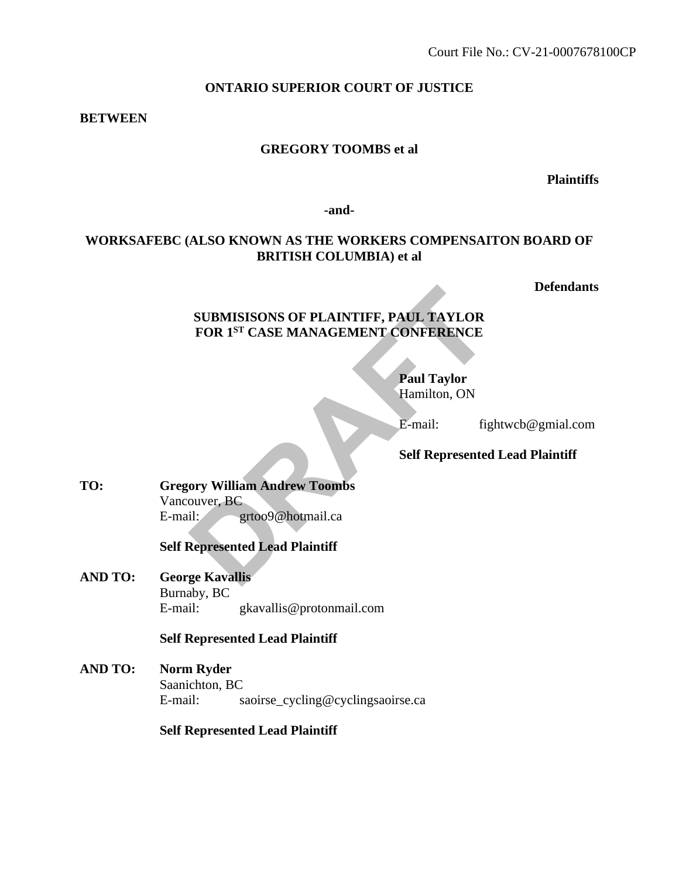Court File No.: CV-21-0007678100CP

**ONTARIO SUPERIOR COURT OF JUSTICE**

**BETWEEN**

**GREGORY TOOMBS et al**

**Plaintiffs**

**-and-**

**WORKSAFEBC (ALSO KNOWN AS THE WORKERS COMPENSAITON BOARD OF BRITISH COLUMBIA) et al**

**Defendants**

**SUBMISISONS OF PLAINTIFF, PAUL TAYLOR FOR 1ST CASE MANAGEMENT CONFERENCE**

DRAFT

**Paul Taylor**
Hamilton, ON

E-mail: fightwcb@gmial.com

**Self Represented Lead Plaintiff**

**TO:** **Gregory William Andrew Toombs**
Vancouver, BC
E-mail: grtoo9@hotmail.ca

**Self Represented Lead Plaintiff**

**AND TO:** **George Kavallis**
Burnaby, BC
E-mail: gkavallis@protonmail.com

**Self Represented Lead Plaintiff**

**AND TO:** **Norm Ryder**
Saanichton, BC
E-mail: saoirse_cycling@cyclingsaoirse.ca

**Self Represented Lead Plaintiff**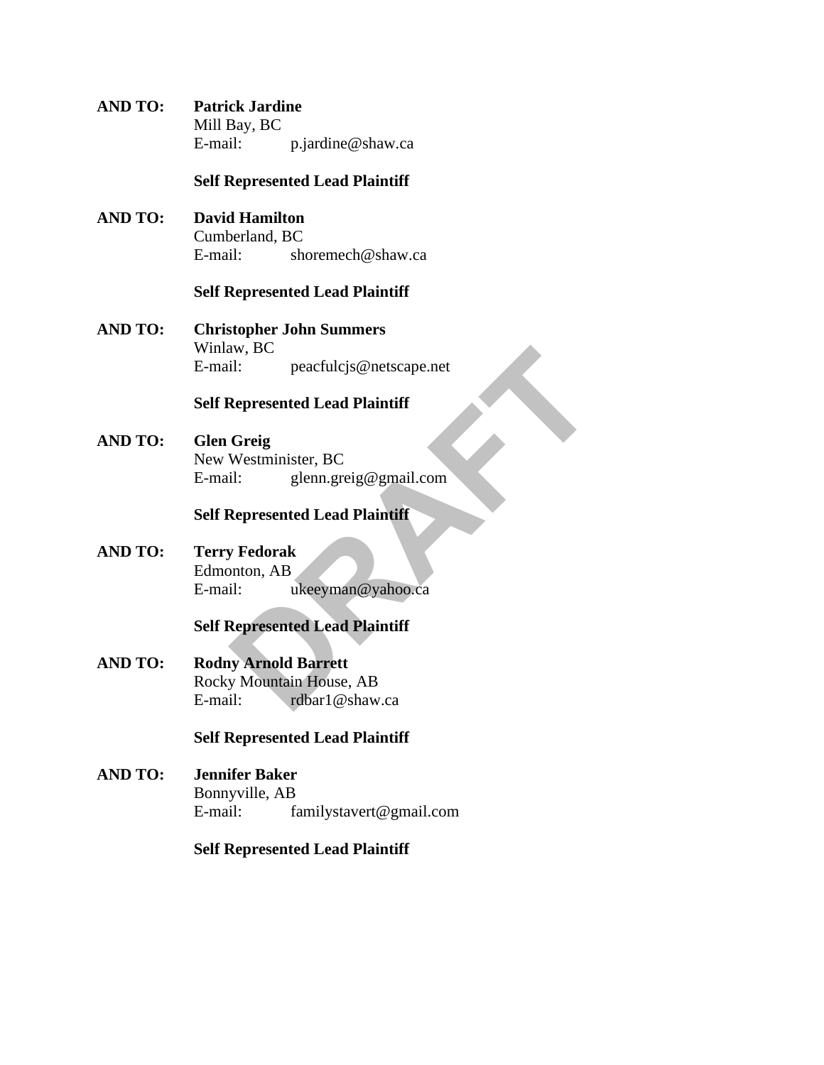**AND TO:** **Patrick Jardine**
Mill Bay, BC
E-mail: p.jardine@shaw.ca

**Self Represented Lead Plaintiff**

**AND TO:** **David Hamilton**
Cumberland, BC
E-mail: shoremech@shaw.ca

**Self Represented Lead Plaintiff**

**AND TO:** **Christopher John Summers**
Winlaw, BC
E-mail: peacfulcjs@netscape.net

**Self Represented Lead Plaintiff**

**AND TO:** **Glen Greig**
New Westminister, BC
E-mail: glenn.greig@gmail.com

**Self Represented Lead Plaintiff**

**AND TO:** **Terry Fedorak**
Edmonton, AB
E-mail: ukeeyman@yahoo.ca

**Self Represented Lead Plaintiff**

**AND TO:** **Rodny Arnold Barrett**
Rocky Mountain House, AB
E-mail: rdbar1@shaw.ca

**Self Represented Lead Plaintiff**

**AND TO:** **Jennifer Baker**
Bonnyville, AB
E-mail: familystavert@gmail.com

**Self Represented Lead Plaintiff**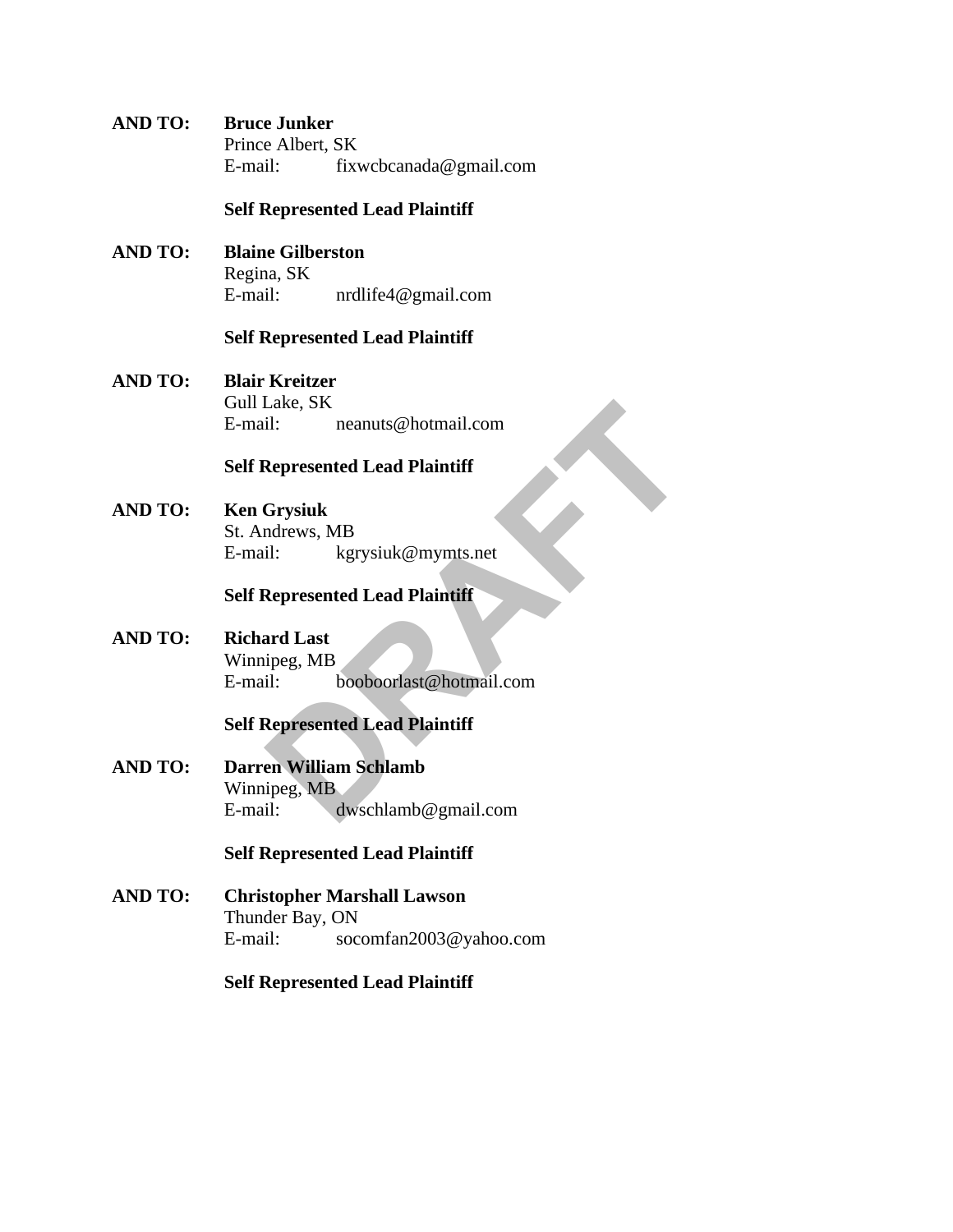**AND TO:** **Bruce Junker**
Prince Albert, SK
E-mail: fixwcbcanada@gmail.com

**Self Represented Lead Plaintiff**

**AND TO:** **Blaine Gilberston**
Regina, SK
E-mail: nrdlife4@gmail.com

**Self Represented Lead Plaintiff**

**AND TO:** **Blair Kreitzer**
Gull Lake, SK
E-mail: neanuts@hotmail.com

**Self Represented Lead Plaintiff**

**AND TO:** **Ken Grysiuk**
St. Andrews, MB
E-mail: kgrysiuk@mymts.net

**Self Represented Lead Plaintiff**

**AND TO:** **Richard Last**
Winnipeg, MB
E-mail: booboorlast@hotmail.com

**Self Represented Lead Plaintiff**

**AND TO:** **Darren William Schlamb**
Winnipeg, MB
E-mail: dwschlamb@gmail.com

**Self Represented Lead Plaintiff**

**AND TO:** **Christopher Marshall Lawson**
Thunder Bay, ON
E-mail: socomfan2003@yahoo.com

**Self Represented Lead Plaintiff**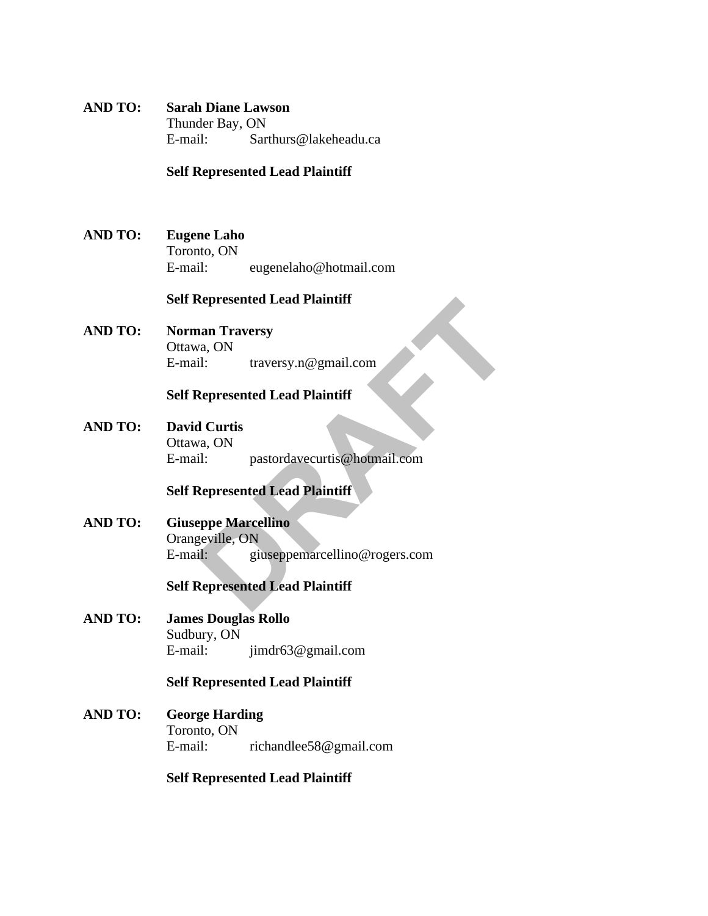**AND TO:** **Sarah Diane Lawson**
Thunder Bay, ON
E-mail: Sarthurs@lakeheadu.ca

**Self Represented Lead Plaintiff**

**AND TO:** **Eugene Laho**
Toronto, ON
E-mail: eugenelaho@hotmail.com

**Self Represented Lead Plaintiff**

**AND TO:** **Norman Traversy**
Ottawa, ON
E-mail: traversy.n@gmail.com

**Self Represented Lead Plaintiff**

**AND TO:** **David Curtis**
Ottawa, ON
E-mail: pastordavecurtis@hotmail.com

**Self Represented Lead Plaintiff**

**AND TO:** **Giuseppe Marcellino**
Orangeville, ON
E-mail: giuseppemarcellino@rogers.com

**Self Represented Lead Plaintiff**

**AND TO:** **James Douglas Rollo**
Sudbury, ON
E-mail: jimdr63@gmail.com

**Self Represented Lead Plaintiff**

**AND TO:** **George Harding**
Toronto, ON
E-mail: richandlee58@gmail.com

**Self Represented Lead Plaintiff**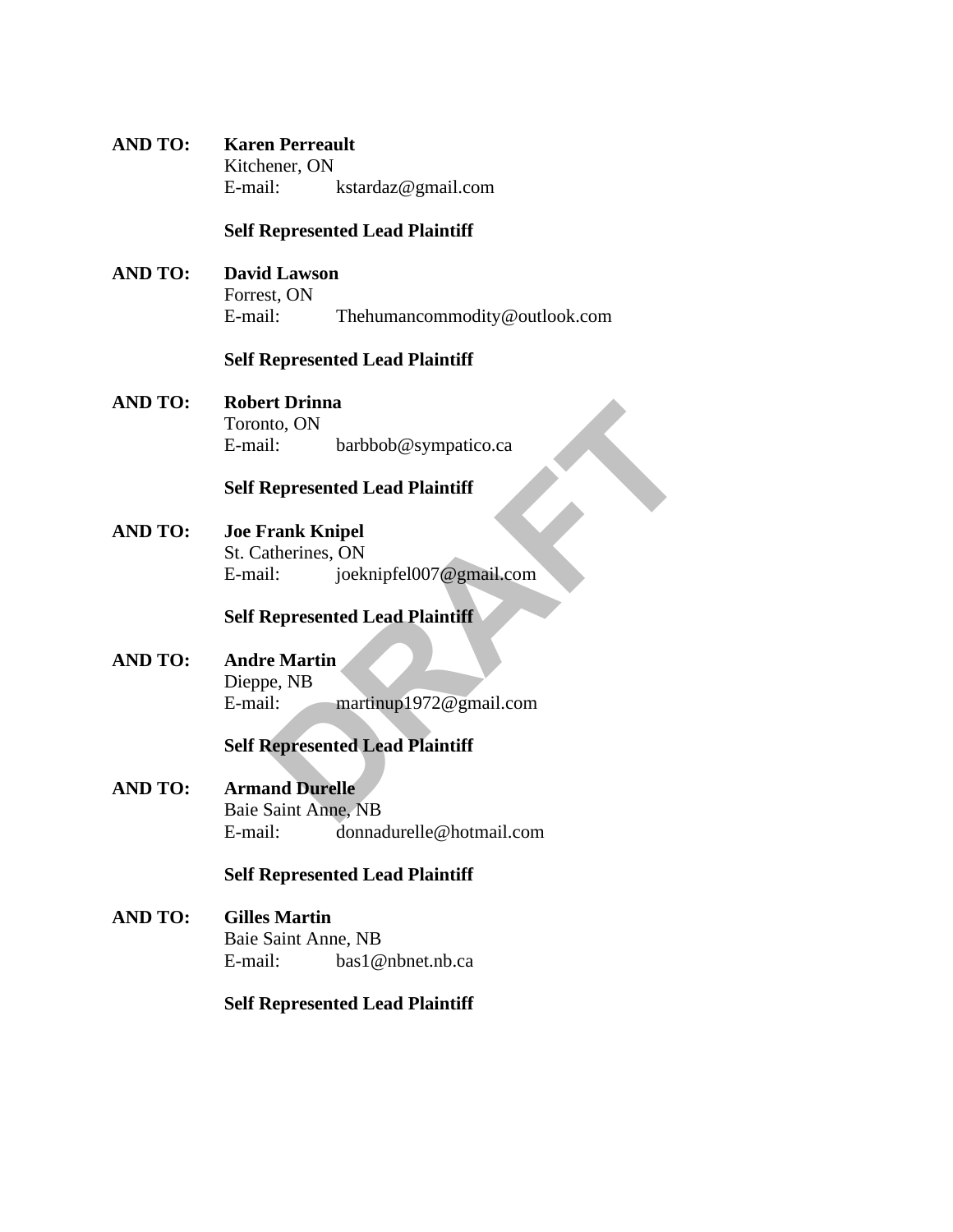**AND TO:** **Karen Perreault**
Kitchener, ON
E-mail: kstardaz@gmail.com

**Self Represented Lead Plaintiff**

**AND TO:** **David Lawson**
Forrest, ON
E-mail: Thehumancommodity@outlook.com

**Self Represented Lead Plaintiff**

**AND TO:** **Robert Drinna**
Toronto, ON
E-mail: barbbob@sympatico.ca

**Self Represented Lead Plaintiff**

**AND TO:** **Joe Frank Knipel**
St. Catherines, ON
E-mail: joeknipfel007@gmail.com

**Self Represented Lead Plaintiff**

**AND TO:** **Andre Martin**
Dieppe, NB
E-mail: martinup1972@gmail.com

**Self Represented Lead Plaintiff**

**AND TO:** **Armand Durelle**
Baie Saint Anne, NB
E-mail: donnadurelle@hotmail.com

**Self Represented Lead Plaintiff**

**AND TO:** **Gilles Martin**
Baie Saint Anne, NB
E-mail: bas1@nbnet.nb.ca

**Self Represented Lead Plaintiff**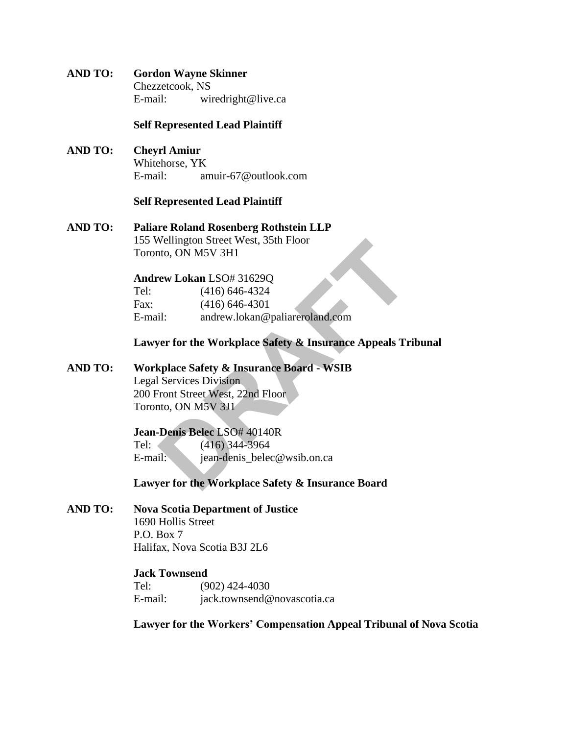**AND TO:** **Gordon Wayne Skinner**
Chezzetcook, NS
E-mail: wiredright@live.ca

**Self Represented Lead Plaintiff**

**AND TO:** **Cheyrl Amiur**
Whitehorse, YK
E-mail: amuir-67@outlook.com

**Self Represented Lead Plaintiff**

**AND TO:** **Paliare Roland Rosenberg Rothstein LLP**
155 Wellington Street West, 35th Floor
Toronto, ON M5V 3H1

**Andrew Lokan** LSO# 31629Q
Tel: (416) 646-4324
Fax: (416) 646-4301
E-mail: andrew.lokan@paliareroland.com

**Lawyer for the Workplace Safety & Insurance Appeals Tribunal**

**AND TO:** **Workplace Safety & Insurance Board - WSIB**
Legal Services Division
200 Front Street West, 22nd Floor
Toronto, ON M5V 3J1

**Jean-Denis Belec** LSO# 40140R
Tel: (416) 344-3964
E-mail: jean-denis_belec@wsib.on.ca

**Lawyer for the Workplace Safety & Insurance Board**

**AND TO:** **Nova Scotia Department of Justice**
1690 Hollis Street
P.O. Box 7
Halifax, Nova Scotia B3J 2L6

**Jack Townsend**
Tel: (902) 424-4030
E-mail: jack.townsend@novascotia.ca

**Lawyer for the Workers' Compensation Appeal Tribunal of Nova Scotia**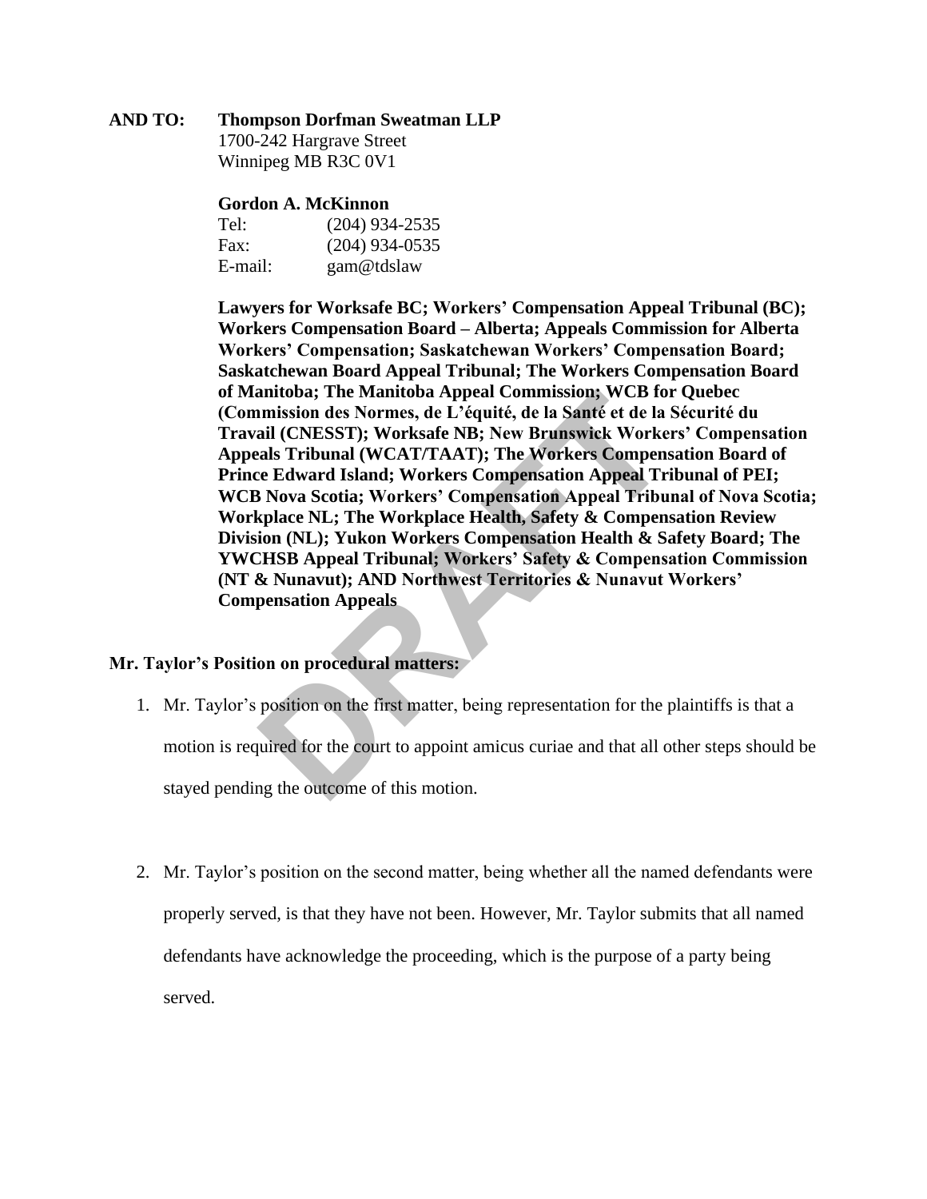**AND TO: Thompson Dorfman Sweatman LLP**
1700-242 Hargrave Street
Winnipeg MB R3C 0V1

**Gordon A. McKinnon**
Tel: (204) 934-2535
Fax: (204) 934-0535
E-mail: gam@tdslaw

**Lawyers for Worksafe BC; Workers' Compensation Appeal Tribunal (BC); Workers Compensation Board – Alberta; Appeals Commission for Alberta Workers' Compensation; Saskatchewan Workers' Compensation Board; Saskatchewan Board Appeal Tribunal; The Workers Compensation Board of Manitoba; The Manitoba Appeal Commission; WCB for Quebec (Commission des Normes, de L'équité, de la Santé et de la Sécurité du Travail (CNESST); Worksafe NB; New Brunswick Workers' Compensation Appeals Tribunal (WCAT/TAAT); The Workers Compensation Board of Prince Edward Island; Workers Compensation Appeal Tribunal of PEI; WCB Nova Scotia; Workers' Compensation Appeal Tribunal of Nova Scotia; Workplace NL; The Workplace Health, Safety & Compensation Review Division (NL); Yukon Workers Compensation Health & Safety Board; The YWCHSB Appeal Tribunal; Workers' Safety & Compensation Commission (NT & Nunavut); AND Northwest Territories & Nunavut Workers' Compensation Appeals**

**Mr. Taylor's Position on procedural matters:**

1. Mr. Taylor's position on the first matter, being representation for the plaintiffs is that a motion is required for the court to appoint amicus curiae and that all other steps should be stayed pending the outcome of this motion.

2. Mr. Taylor's position on the second matter, being whether all the named defendants were properly served, is that they have not been. However, Mr. Taylor submits that all named defendants have acknowledge the proceeding, which is the purpose of a party being served.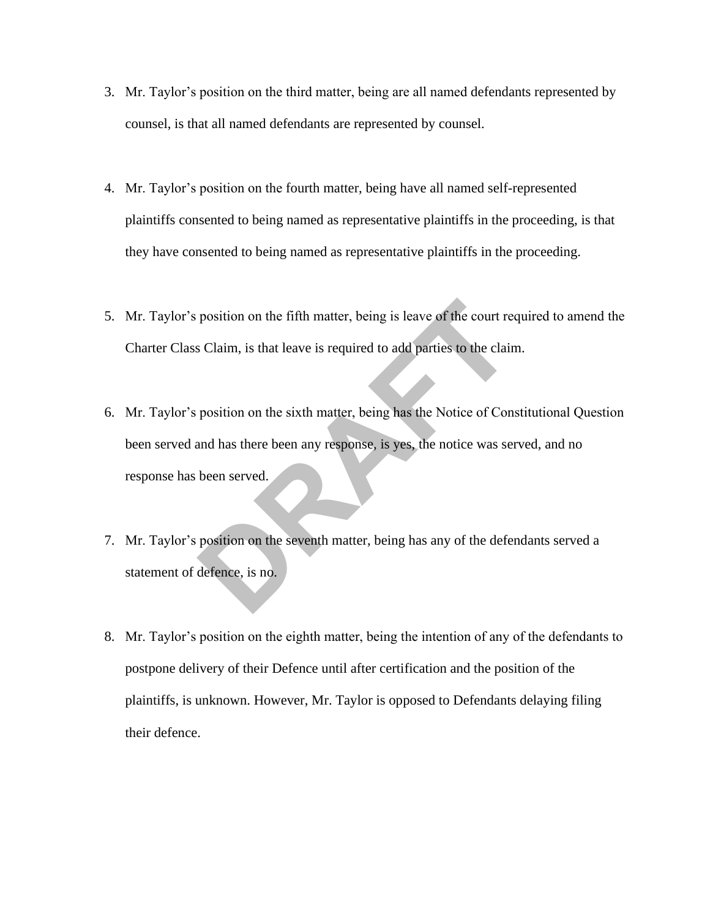3. Mr. Taylor's position on the third matter, being are all named defendants represented by counsel, is that all named defendants are represented by counsel.

4. Mr. Taylor's position on the fourth matter, being have all named self-represented plaintiffs consented to being named as representative plaintiffs in the proceeding, is that they have consented to being named as representative plaintiffs in the proceeding.

5. Mr. Taylor's position on the fifth matter, being is leave of the court required to amend the Charter Class Claim, is that leave is required to add parties to the claim.

6. Mr. Taylor's position on the sixth matter, being has the Notice of Constitutional Question been served and has there been any response, is yes, the notice was served, and no response has been served.

7. Mr. Taylor's position on the seventh matter, being has any of the defendants served a statement of defence, is no.

8. Mr. Taylor's position on the eighth matter, being the intention of any of the defendants to postpone delivery of their Defence until after certification and the position of the plaintiffs, is unknown. However, Mr. Taylor is opposed to Defendants delaying filing their defence.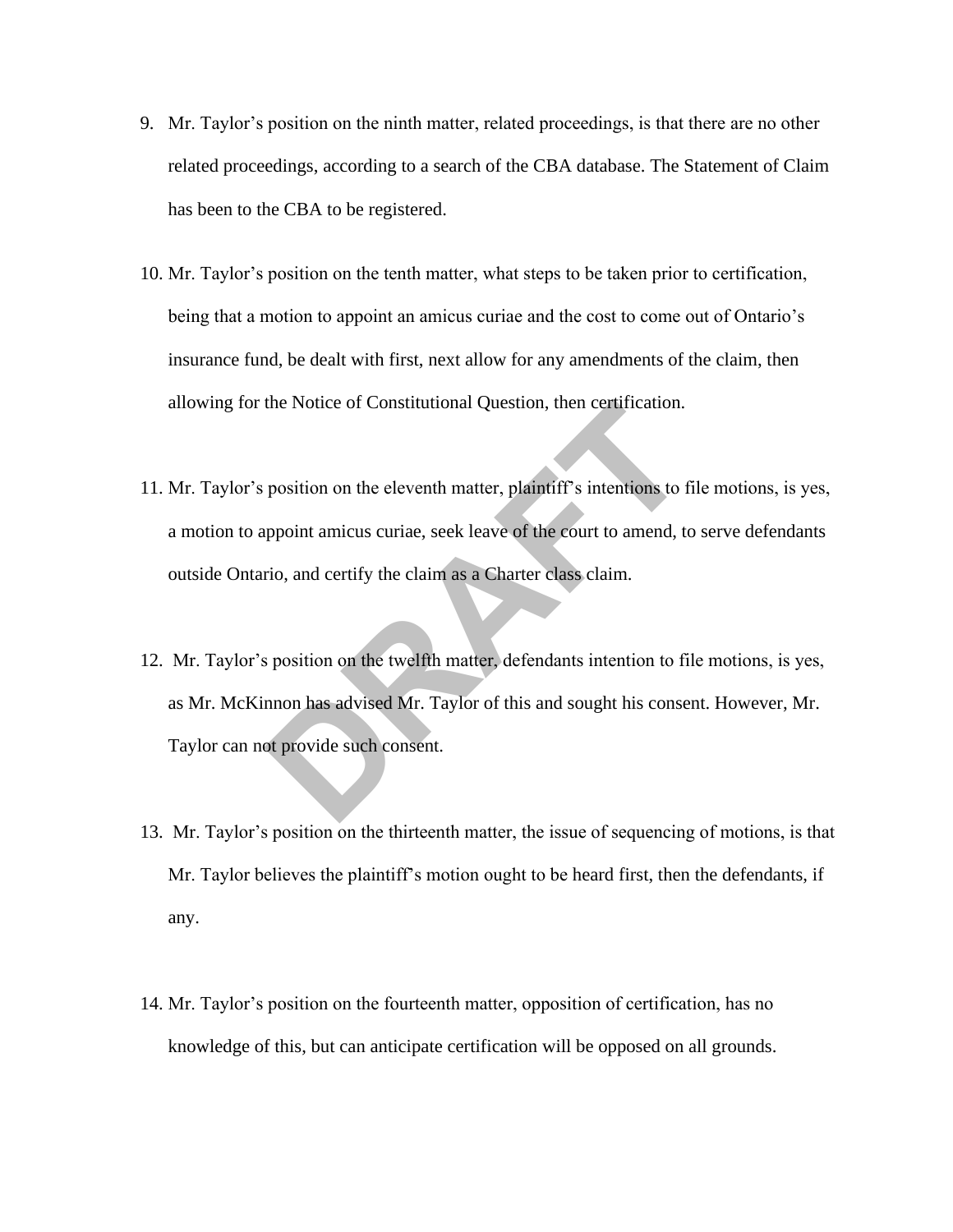9. Mr. Taylor's position on the ninth matter, related proceedings, is that there are no other related proceedings, according to a search of the CBA database. The Statement of Claim has been to the CBA to be registered.

10. Mr. Taylor's position on the tenth matter, what steps to be taken prior to certification, being that a motion to appoint an amicus curiae and the cost to come out of Ontario's insurance fund, be dealt with first, next allow for any amendments of the claim, then allowing for the Notice of Constitutional Question, then certification.

11. Mr. Taylor's position on the eleventh matter, plaintiff's intentions to file motions, is yes, a motion to appoint amicus curiae, seek leave of the court to amend, to serve defendants outside Ontario, and certify the claim as a Charter class claim.

12. Mr. Taylor's position on the twelfth matter, defendants intention to file motions, is yes, as Mr. McKinnon has advised Mr. Taylor of this and sought his consent. However, Mr. Taylor can not provide such consent.

13. Mr. Taylor's position on the thirteenth matter, the issue of sequencing of motions, is that Mr. Taylor believes the plaintiff's motion ought to be heard first, then the defendants, if any.

14. Mr. Taylor's position on the fourteenth matter, opposition of certification, has no knowledge of this, but can anticipate certification will be opposed on all grounds.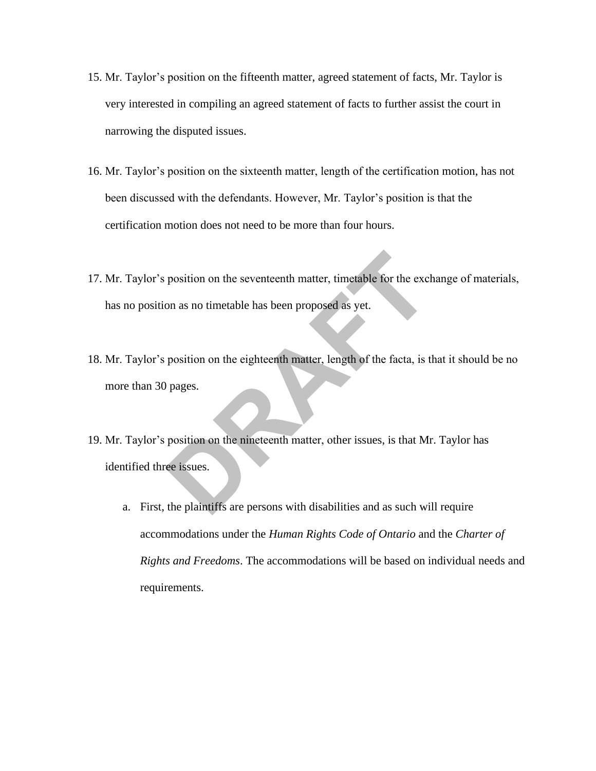15. Mr. Taylor's position on the fifteenth matter, agreed statement of facts, Mr. Taylor is very interested in compiling an agreed statement of facts to further assist the court in narrowing the disputed issues.

16. Mr. Taylor's position on the sixteenth matter, length of the certification motion, has not been discussed with the defendants. However, Mr. Taylor's position is that the certification motion does not need to be more than four hours.

17. Mr. Taylor's position on the seventeenth matter, timetable for the exchange of materials, has no position as no timetable has been proposed as yet.

18. Mr. Taylor's position on the eighteenth matter, length of the facta, is that it should be no more than 30 pages.

19. Mr. Taylor's position on the nineteenth matter, other issues, is that Mr. Taylor has identified three issues.

    a. First, the plaintiffs are persons with disabilities and as such will require accommodations under the *Human Rights Code of Ontario* and the *Charter of Rights and Freedoms*. The accommodations will be based on individual needs and requirements.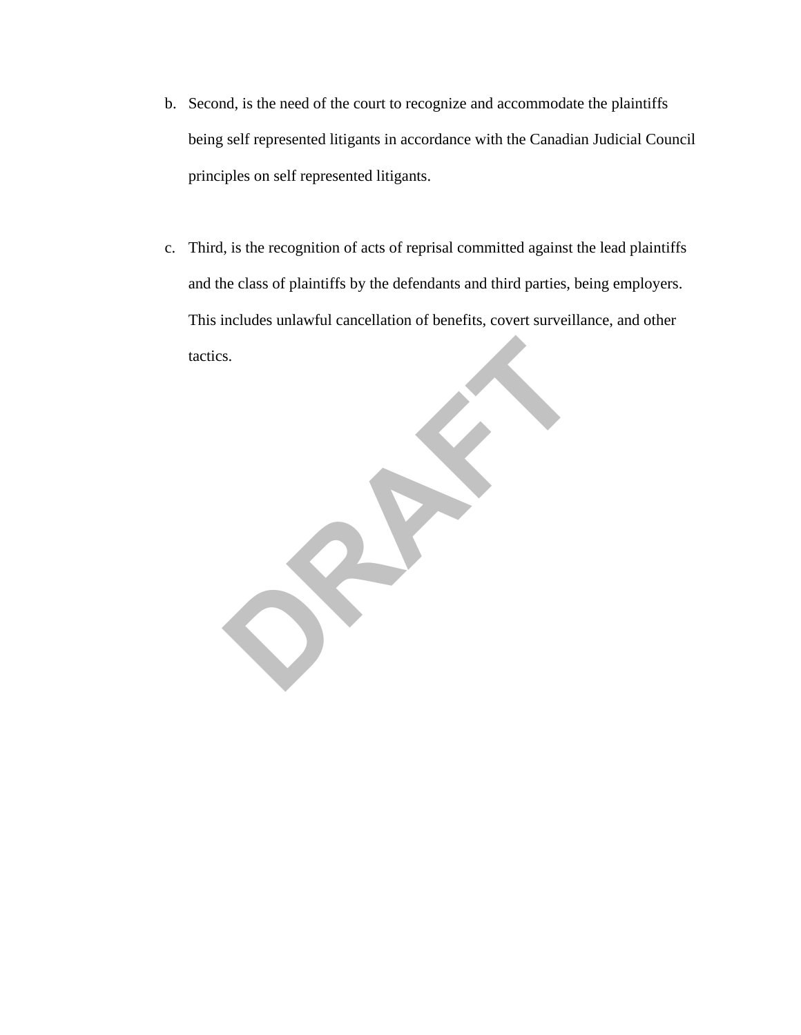b. Second, is the need of the court to recognize and accommodate the plaintiffs being self represented litigants in accordance with the Canadian Judicial Council principles on self represented litigants.

c. Third, is the recognition of acts of reprisal committed against the lead plaintiffs and the class of plaintiffs by the defendants and third parties, being employers. This includes unlawful cancellation of benefits, covert surveillance, and other tactics.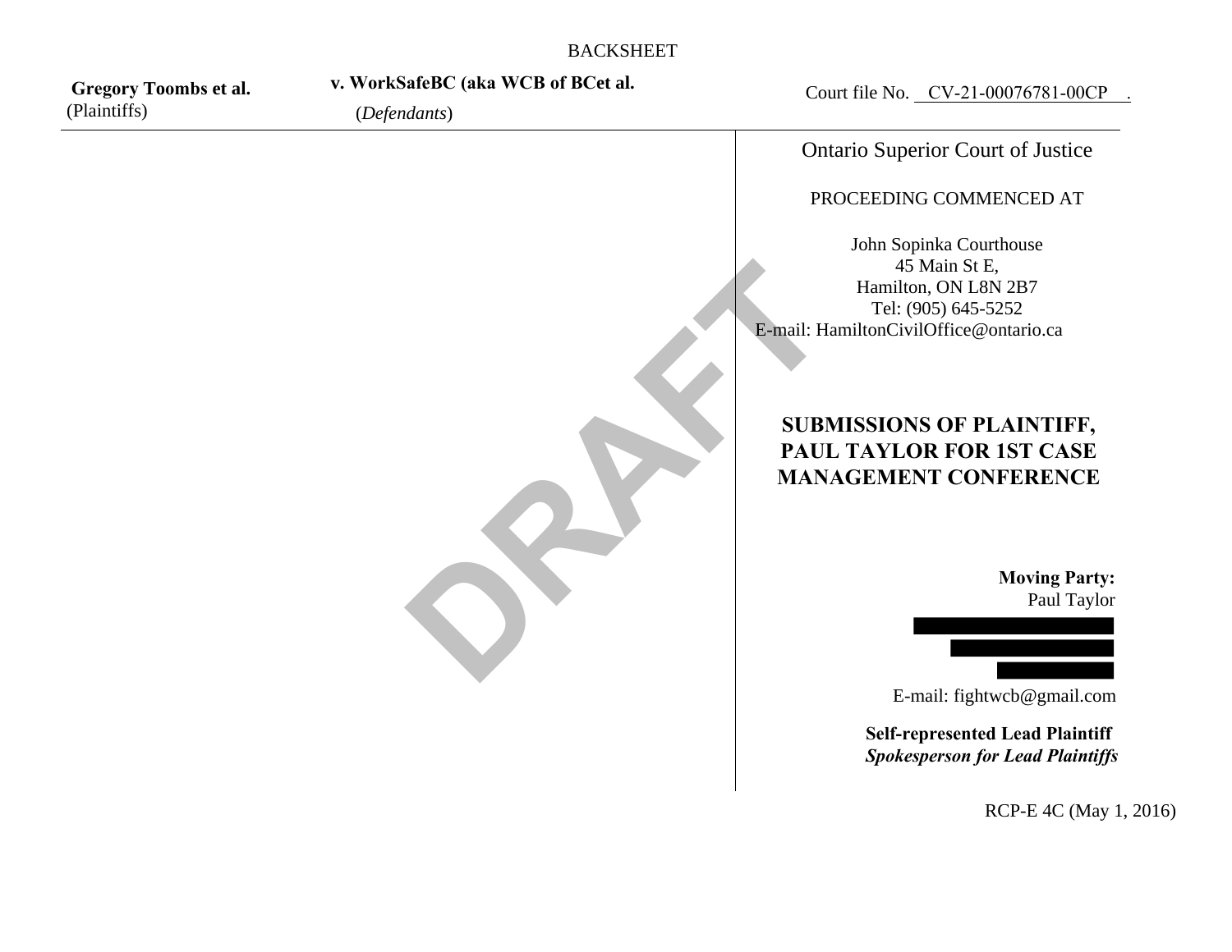BACKSHEET

**Gregory Toombs et al.**
(Plaintiffs)

**v. WorkSafeBC (aka WCB of BCet al.**
(*Defendants*)

Court file No. CV-21-00076781-00CP .

Ontario Superior Court of Justice

PROCEEDING COMMENCED AT

John Sopinka Courthouse
45 Main St E,
Hamilton, ON L8N 2B7
Tel: (905) 645-5252
E-mail: HamiltonCivilOffice@ontario.ca

DRAFT

## SUBMISSIONS OF PLAINTIFF, PAUL TAYLOR FOR 1ST CASE MANAGEMENT CONFERENCE

**Moving Party:**
Paul Taylor

E-mail: fightwcb@gmail.com

**Self-represented Lead Plaintiff**
***Spokesperson for Lead Plaintiffs***

RCP-E 4C (May 1, 2016)